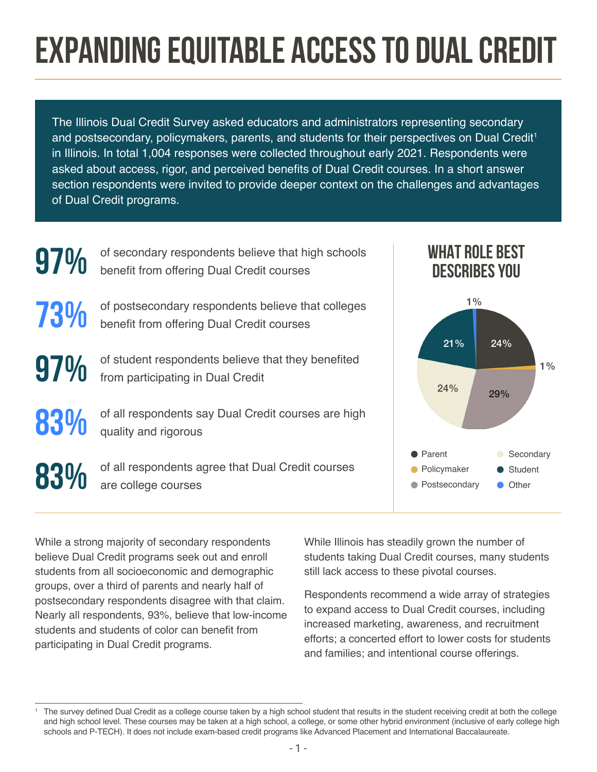# EXPANDING EQUITABLE ACCESS TO DUAL CREDIT

The Illinois Dual Credit Survey asked educators and administrators representing secondary and postsecondary, policymakers, parents, and students for their perspectives on Dual Credit[1] in Illinois. In total 1,004 responses were collected throughout early 2021. Respondents were asked about access, rigor, and perceived benefits of Dual Credit courses. In a short answer section respondents were invited to provide deeper context on the challenges and advantages of Dual Credit programs.

**97%** of secondary respondents believe that high schools benefit from offering Dual Credit courses

**73%** of postsecondary respondents believe that colleges benefit from offering Dual Credit courses

**97%** of student respondents believe that they benefited from participating in Dual Credit

**83%** of all respondents say Dual Credit courses are high quality and rigorous

**83%** of all respondents agree that Dual Credit courses are college courses

## WHAT ROLE BEST DESCRIBES YOU

| Role | Percent |
|---|---|
| Parent | 24% |
| Policymaker | 1% |
| Postsecondary | 29% |
| Secondary | 24% |
| Student | 21% |
| Other | 1% |

While a strong majority of secondary respondents believe Dual Credit programs seek out and enroll students from all socioeconomic and demographic groups, over a third of parents and nearly half of postsecondary respondents disagree with that claim. Nearly all respondents, 93%, believe that low-income students and students of color can benefit from participating in Dual Credit programs.

While Illinois has steadily grown the number of students taking Dual Credit courses, many students still lack access to these pivotal courses.

Respondents recommend a wide array of strategies to expand access to Dual Credit courses, including increased marketing, awareness, and recruitment efforts; a concerted effort to lower costs for students and families; and intentional course offerings.

---

[1] The survey defined Dual Credit as a college course taken by a high school student that results in the student receiving credit at both the college and high school level. These courses may be taken at a high school, a college, or some other hybrid environment (inclusive of early college high schools and P-TECH). It does not include exam-based credit programs like Advanced Placement and International Baccalaureate.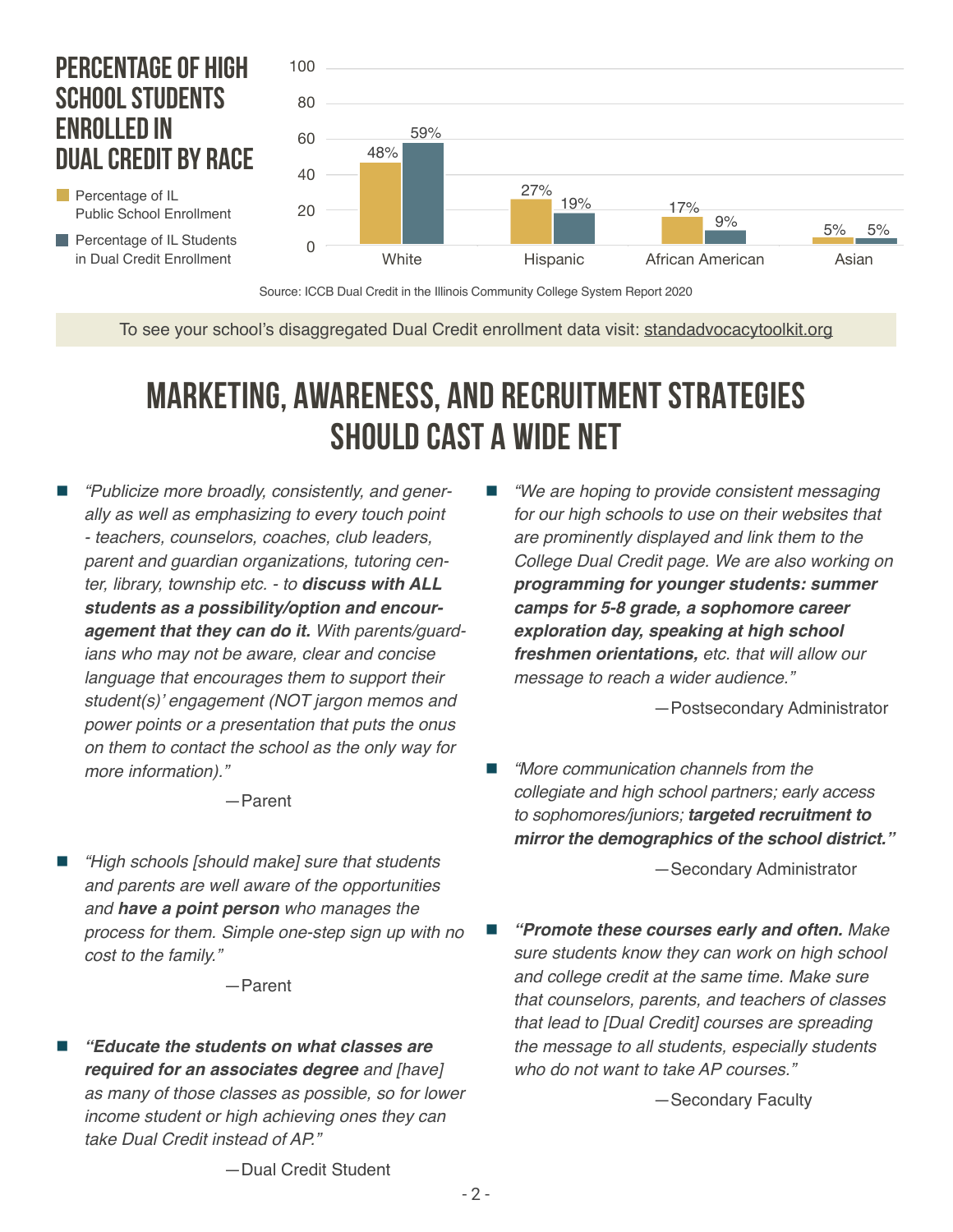## Percentage of High School Students Enrolled in Dual Credit by Race

| | Percentage of IL Public School Enrollment | Percentage of IL Students in Dual Credit Enrollment |
|---|---|---|
| White | 48% | 59% |
| Hispanic | 27% | 19% |
| African American | 17% | 9% |
| Asian | 5% | 5% |

Source: ICCB Dual Credit in the Illinois Community College System Report 2020

To see your school's disaggregated Dual Credit enrollment data visit: standadvocacytoolkit.org

# Marketing, Awareness, and Recruitment Strategies Should Cast a Wide Net

- *"Publicize more broadly, consistently, and generally as well as emphasizing to every touch point - teachers, counselors, coaches, club leaders, parent and guardian organizations, tutoring center, library, township etc. - to **discuss with ALL students as a possibility/option and encouragement that they can do it.** With parents/guardians who may not be aware, clear and concise language that encourages them to support their student(s)' engagement (NOT jargon memos and power points or a presentation that puts the onus on them to contact the school as the only way for more information)."*

  —Parent

- *"High schools [should make] sure that students and parents are well aware of the opportunities and **have a point person** who manages the process for them. Simple one-step sign up with no cost to the family."*

  —Parent

- ***"Educate the students on what classes are required for an associates degree** and [have] as many of those classes as possible, so for lower income student or high achieving ones they can take Dual Credit instead of AP."*

  —Dual Credit Student

- *"We are hoping to provide consistent messaging for our high schools to use on their websites that are prominently displayed and link them to the College Dual Credit page. We are also working on **programming for younger students: summer camps for 5-8 grade, a sophomore career exploration day, speaking at high school freshmen orientations,** etc. that will allow our message to reach a wider audience."*

  —Postsecondary Administrator

- *"More communication channels from the collegiate and high school partners; early access to sophomores/juniors; **targeted recruitment to mirror the demographics of the school district."***

  —Secondary Administrator

- ***"Promote these courses early and often.** Make sure students know they can work on high school and college credit at the same time. Make sure that counselors, parents, and teachers of classes that lead to [Dual Credit] courses are spreading the message to all students, especially students who do not want to take AP courses."*

  —Secondary Faculty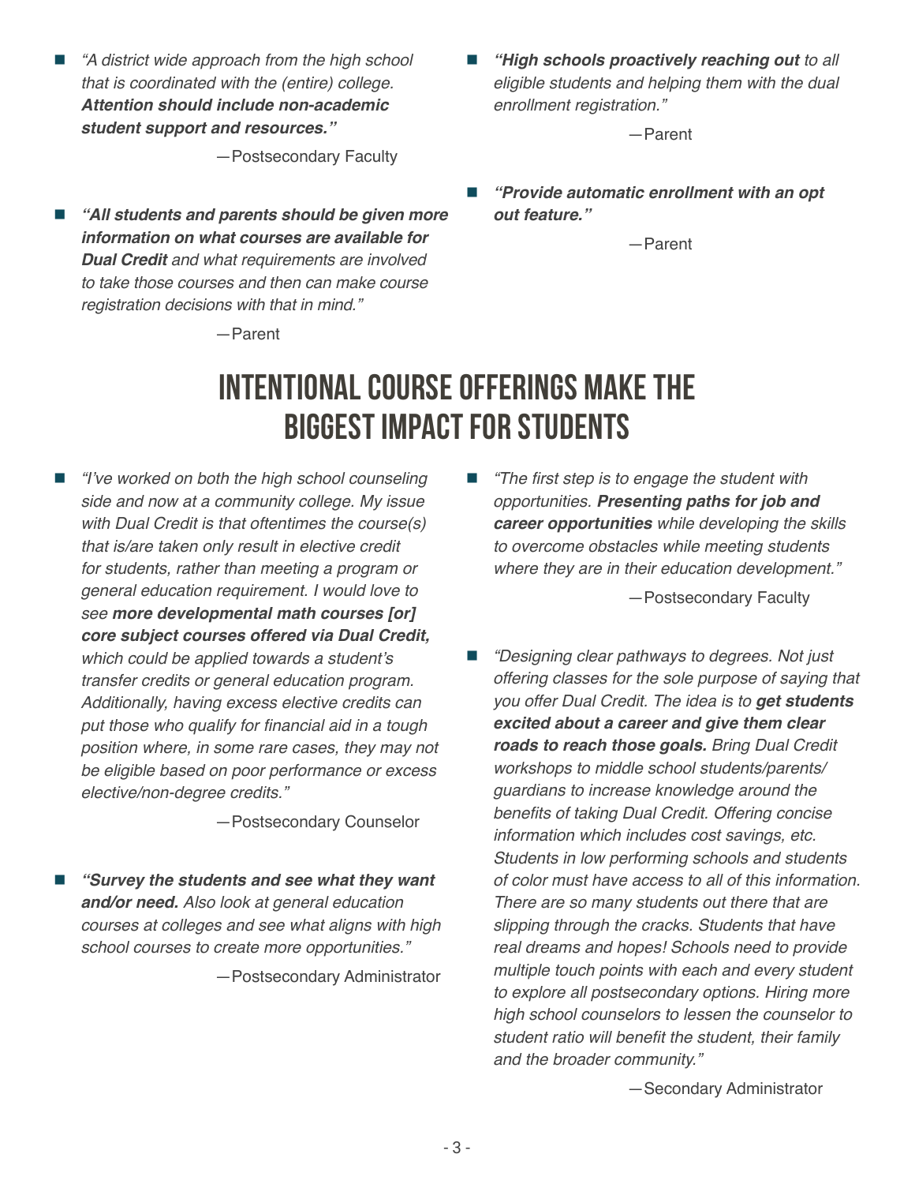- *"A district wide approach from the high school that is coordinated with the (entire) college.* ***Attention should include non-academic student support and resources."***

  —Postsecondary Faculty

- ***"All students and parents should be given more information on what courses are available for Dual Credit*** *and what requirements are involved to take those courses and then can make course registration decisions with that in mind."*

  —Parent

- ***"High schools proactively reaching out*** *to all eligible students and helping them with the dual enrollment registration."*

  —Parent

- ***"Provide automatic enrollment with an opt out feature."***

  —Parent

## INTENTIONAL COURSE OFFERINGS MAKE THE BIGGEST IMPACT FOR STUDENTS

- *"I've worked on both the high school counseling side and now at a community college. My issue with Dual Credit is that oftentimes the course(s) that is/are taken only result in elective credit for students, rather than meeting a program or general education requirement. I would love to see* ***more developmental math courses [or] core subject courses offered via Dual Credit,*** *which could be applied towards a student's transfer credits or general education program. Additionally, having excess elective credits can put those who qualify for financial aid in a tough position where, in some rare cases, they may not be eligible based on poor performance or excess elective/non-degree credits."*

  —Postsecondary Counselor

- ***"Survey the students and see what they want and/or need.*** *Also look at general education courses at colleges and see what aligns with high school courses to create more opportunities."*

  —Postsecondary Administrator

- *"The first step is to engage the student with opportunities.* ***Presenting paths for job and career opportunities*** *while developing the skills to overcome obstacles while meeting students where they are in their education development."*

  —Postsecondary Faculty

- *"Designing clear pathways to degrees. Not just offering classes for the sole purpose of saying that you offer Dual Credit. The idea is to* ***get students excited about a career and give them clear roads to reach those goals.*** *Bring Dual Credit workshops to middle school students/parents/guardians to increase knowledge around the benefits of taking Dual Credit. Offering concise information which includes cost savings, etc. Students in low performing schools and students of color must have access to all of this information. There are so many students out there that are slipping through the cracks. Students that have real dreams and hopes! Schools need to provide multiple touch points with each and every student to explore all postsecondary options. Hiring more high school counselors to lessen the counselor to student ratio will benefit the student, their family and the broader community."*

  —Secondary Administrator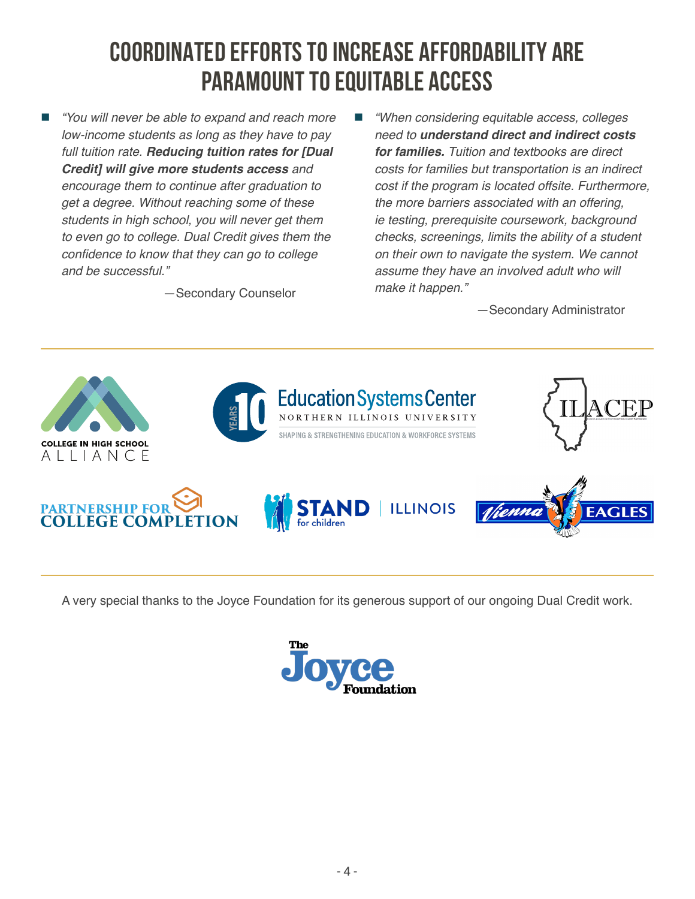# COORDINATED EFFORTS TO INCREASE AFFORDABILITY ARE PARAMOUNT TO EQUITABLE ACCESS

- *"You will never be able to expand and reach more low-income students as long as they have to pay full tuition rate.* ***Reducing tuition rates for [Dual Credit] will give more students access*** *and encourage them to continue after graduation to get a degree. Without reaching some of these students in high school, you will never get them to even go to college. Dual Credit gives them the confidence to know that they can go to college and be successful."*

  —Secondary Counselor

- *"When considering equitable access, colleges need to* ***understand direct and indirect costs for families.*** *Tuition and textbooks are direct costs for families but transportation is an indirect cost if the program is located offsite. Furthermore, the more barriers associated with an offering, ie testing, prerequisite coursework, background checks, screenings, limits the ability of a student on their own to navigate the system. We cannot assume they have an involved adult who will make it happen."*

  —Secondary Administrator

---

COLLEGE IN HIGH SCHOOL ALLIANCE

10 YEARS Education Systems Center NORTHERN ILLINOIS UNIVERSITY SHAPING & STRENGTHENING EDUCATION & WORKFORCE SYSTEMS

ILACEP

PARTNERSHIP FOR COLLEGE COMPLETION

STAND for children | ILLINOIS

Vienna EAGLES

---

A very special thanks to the Joyce Foundation for its generous support of our ongoing Dual Credit work.

The Joyce Foundation